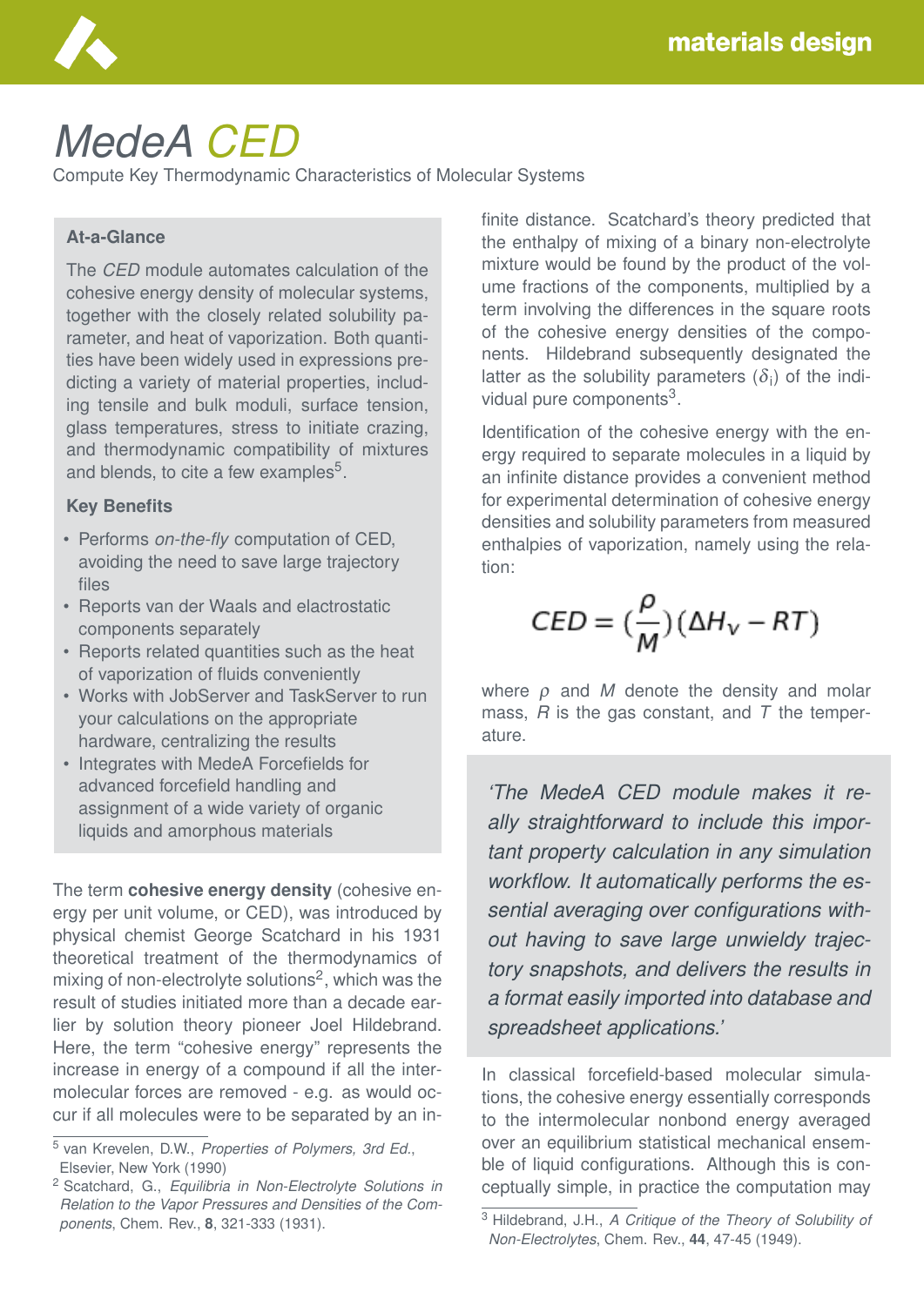# *MedeA* *CED*

Compute Key Thermodynamic Characteristics of Molecular Systems

### At-a-Glance

The *CED* module automates calculation of the cohesive energy density of molecular systems, together with the closely related solubility parameter, and heat of vaporization. Both quantities have been widely used in expressions predicting a variety of material properties, including tensile and bulk moduli, surface tension, glass temperatures, stress to initiate crazing, and thermodynamic compatibility of mixtures and blends, to cite a few examples[5].

### Key Benefits

- Performs *on-the-fly* computation of CED, avoiding the need to save large trajectory files
- Reports van der Waals and electrostatic components separately
- Reports related quantities such as the heat of vaporization of fluids conveniently
- Works with JobServer and TaskServer to run your calculations on the appropriate hardware, centralizing the results
- Integrates with MedeA Forcefields for advanced forcefield handling and assignment of a wide variety of organic liquids and amorphous materials

The term **cohesive energy density** (cohesive energy per unit volume, or CED), was introduced by physical chemist George Scatchard in his 1931 theoretical treatment of the thermodynamics of mixing of non-electrolyte solutions[2], which was the result of studies initiated more than a decade earlier by solution theory pioneer Joel Hildebrand. Here, the term "cohesive energy" represents the increase in energy of a compound if all the intermolecular forces are removed - e.g. as would occur if all molecules were to be separated by an infinite distance. Scatchard's theory predicted that the enthalpy of mixing of a binary non-electrolyte mixture would be found by the product of the volume fractions of the components, multiplied by a term involving the differences in the square roots of the cohesive energy densities of the components. Hildebrand subsequently designated the latter as the solubility parameters ($\delta_i$) of the individual pure components[3].

Identification of the cohesive energy with the energy required to separate molecules in a liquid by an infinite distance provides a convenient method for experimental determination of cohesive energy densities and solubility parameters from measured enthalpies of vaporization, namely using the relation:

$$CED = \left(\frac{\rho}{M}\right)(\Delta H_v - RT)$$

where $\rho$ and $M$ denote the density and molar mass, $R$ is the gas constant, and $T$ the temperature.

> *'The MedeA CED module makes it really straightforward to include this important property calculation in any simulation workflow. It automatically performs the essential averaging over configurations without having to save large unwieldy trajectory snapshots, and delivers the results in a format easily imported into database and spreadsheet applications.'*

In classical forcefield-based molecular simulations, the cohesive energy essentially corresponds to the intermolecular nonbond energy averaged over an equilibrium statistical mechanical ensemble of liquid configurations. Although this is conceptually simple, in practice the computation may

---

[5] van Krevelen, D.W., *Properties of Polymers, 3rd Ed.*, Elsevier, New York (1990)

[2] Scatchard, G., *Equilibria in Non-Electrolyte Solutions in Relation to the Vapor Pressures and Densities of the Components*, Chem. Rev., **8**, 321-333 (1931).

[3] Hildebrand, J.H., *A Critique of the Theory of Solubility of Non-Electrolytes*, Chem. Rev., **44**, 47-45 (1949).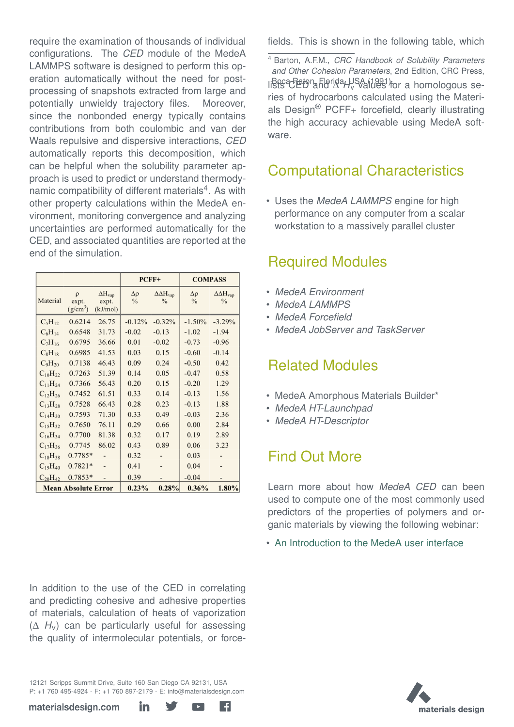require the examination of thousands of individual configurations. The *CED* module of the MedeA LAMMPS software is designed to perform this operation automatically without the need for post-processing of snapshots extracted from large and potentially unwieldy trajectory files. Moreover, since the nonbonded energy typically contains contributions from both coulombic and van der Waals repulsive and dispersive interactions, *CED* automatically reports this decomposition, which can be helpful when the solubility parameter approach is used to predict or understand thermodynamic compatibility of different materials[4]. As with other property calculations within the MedeA environment, monitoring convergence and analyzing uncertainties are performed automatically for the CED, and associated quantities are reported at the end of the simulation.

| | | | PCFF+ | | COMPASS | |
|---|---|---|---|---|---|---|
| Material | ρ expt. (g/cm³) | $\Delta H_{vap}$ expt. (kJ/mol) | Δρ % | $\Delta\Delta H_{vap}$ % | Δρ % | $\Delta\Delta H_{vap}$ % |
| $C_5H_{12}$ | 0.6214 | 26.75 | -0.12% | -0.32% | -1.50% | -3.29% |
| $C_6H_{14}$ | 0.6548 | 31.73 | -0.02 | -0.13 | -1.02 | -1.94 |
| $C_7H_{16}$ | 0.6795 | 36.66 | 0.01 | -0.02 | -0.73 | -0.96 |
| $C_8H_{18}$ | 0.6985 | 41.53 | 0.03 | 0.15 | -0.60 | -0.14 |
| $C_9H_{20}$ | 0.7138 | 46.43 | 0.09 | 0.24 | -0.50 | 0.42 |
| $C_{10}H_{22}$ | 0.7263 | 51.39 | 0.14 | 0.05 | -0.47 | 0.58 |
| $C_{11}H_{24}$ | 0.7366 | 56.43 | 0.20 | 0.15 | -0.20 | 1.29 |
| $C_{12}H_{26}$ | 0.7452 | 61.51 | 0.33 | 0.14 | -0.13 | 1.56 |
| $C_{13}H_{28}$ | 0.7528 | 66.43 | 0.28 | 0.23 | -0.13 | 1.88 |
| $C_{14}H_{30}$ | 0.7593 | 71.30 | 0.33 | 0.49 | -0.03 | 2.36 |
| $C_{15}H_{32}$ | 0.7650 | 76.11 | 0.29 | 0.66 | 0.00 | 2.84 |
| $C_{16}H_{34}$ | 0.7700 | 81.38 | 0.32 | 0.17 | 0.19 | 2.89 |
| $C_{17}H_{36}$ | 0.7745 | 86.02 | 0.43 | 0.89 | 0.06 | 3.23 |
| $C_{18}H_{38}$ | 0.7785* | - | 0.32 | - | 0.03 | - |
| $C_{19}H_{40}$ | 0.7821* | - | 0.41 | - | 0.04 | - |
| $C_{20}H_{42}$ | 0.7853* | - | 0.39 | - | -0.04 | - |
| **Mean Absolute Error** | | | **0.23%** | **0.28%** | **0.36%** | **1.80%** |

In addition to the use of the CED in correlating and predicting cohesive and adhesive properties of materials, calculation of heats of vaporization ($\Delta H_v$) can be particularly useful for assessing the quality of intermolecular potentials, or forcefields. This is shown in the following table, which lists CED and $\Delta H_v$ values for a homologous series of hydrocarbons calculated using the Materials Design® PCFF+ forcefield, clearly illustrating the high accuracy achievable using MedeA software.

[4] Barton, A.F.M., *CRC Handbook of Solubility Parameters and Other Cohesion Parameters*, 2nd Edition, CRC Press, Boca Raton, Florida, USA (1991).

## Computational Characteristics

- Uses the *MedeA LAMMPS* engine for high performance on any computer from a scalar workstation to a massively parallel cluster

## Required Modules

- *MedeA Environment*
- *MedeA LAMMPS*
- *MedeA Forcefield*
- *MedeA JobServer and TaskServer*

## Related Modules

- MedeA Amorphous Materials Builder*
- *MedeA HT-Launchpad*
- *MedeA HT-Descriptor*

## Find Out More

Learn more about how *MedeA CED* can been used to compute one of the most commonly used predictors of the properties of polymers and organic materials by viewing the following webinar:

- An Introduction to the MedeA user interface

12121 Scripps Summit Drive, Suite 160 San Diego CA 92131, USA
P: +1 760 495-4924 - F: +1 760 897-2179 - E: info@materialsdesign.com

materialsdesign.com